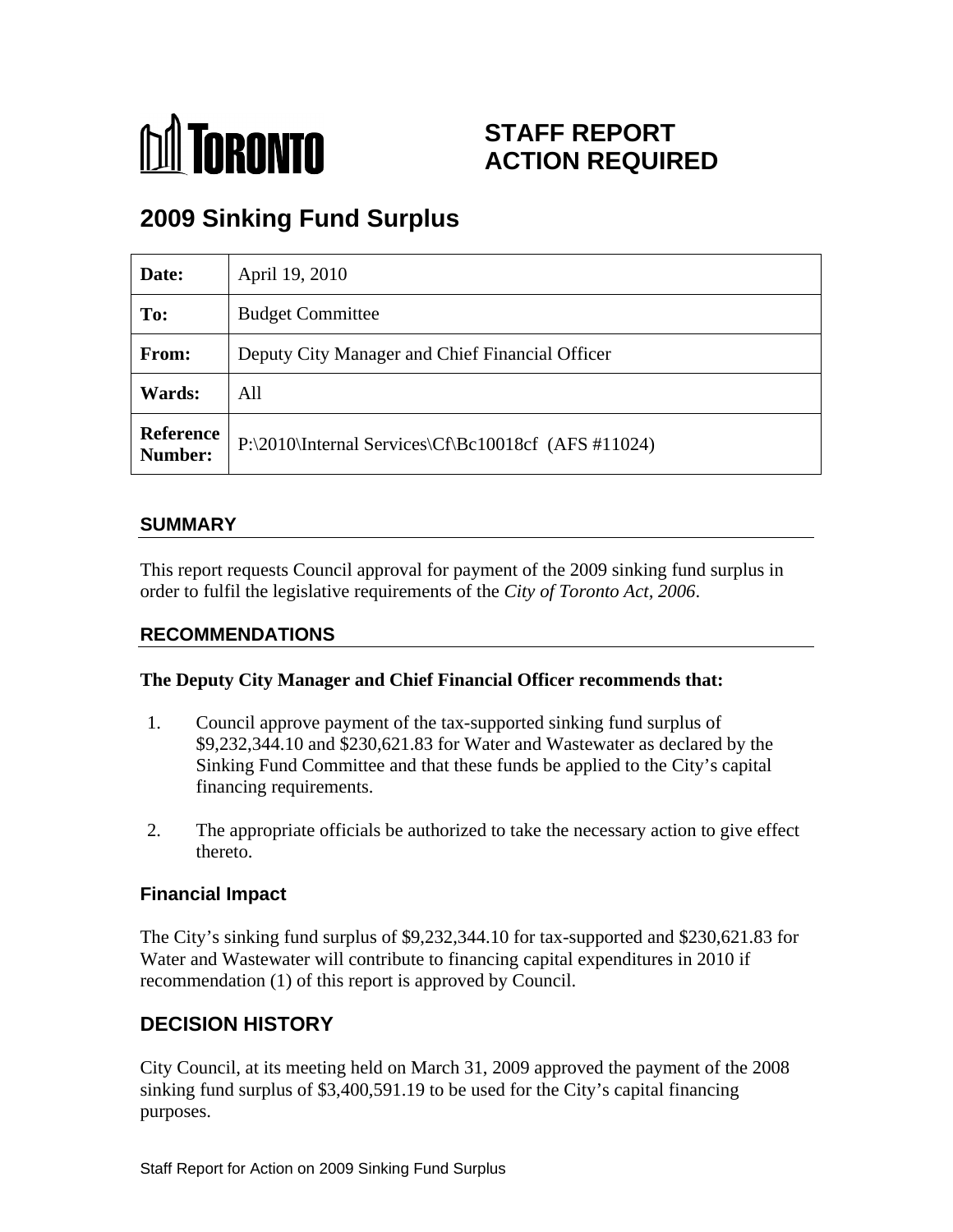# STAFF REPORT ACTION REQUIRED

## 2009 Sinking Fund Surplus

| | |
|---|---|
| **Date:** | April 19, 2010 |
| **To:** | Budget Committee |
| **From:** | Deputy City Manager and Chief Financial Officer |
| **Wards:** | All |
| **Reference Number:** | P:\2010\Internal Services\Cf\Bc10018cf (AFS #11024) |

### SUMMARY

This report requests Council approval for payment of the 2009 sinking fund surplus in order to fulfil the legislative requirements of the *City of Toronto Act, 2006*.

### RECOMMENDATIONS

**The Deputy City Manager and Chief Financial Officer recommends that:**

1. Council approve payment of the tax-supported sinking fund surplus of $9,232,344.10 and $230,621.83 for Water and Wastewater as declared by the Sinking Fund Committee and that these funds be applied to the City's capital financing requirements.

2. The appropriate officials be authorized to take the necessary action to give effect thereto.

### Financial Impact

The City's sinking fund surplus of $9,232,344.10 for tax-supported and $230,621.83 for Water and Wastewater will contribute to financing capital expenditures in 2010 if recommendation (1) of this report is approved by Council.

## DECISION HISTORY

City Council, at its meeting held on March 31, 2009 approved the payment of the 2008 sinking fund surplus of $3,400,591.19 to be used for the City's capital financing purposes.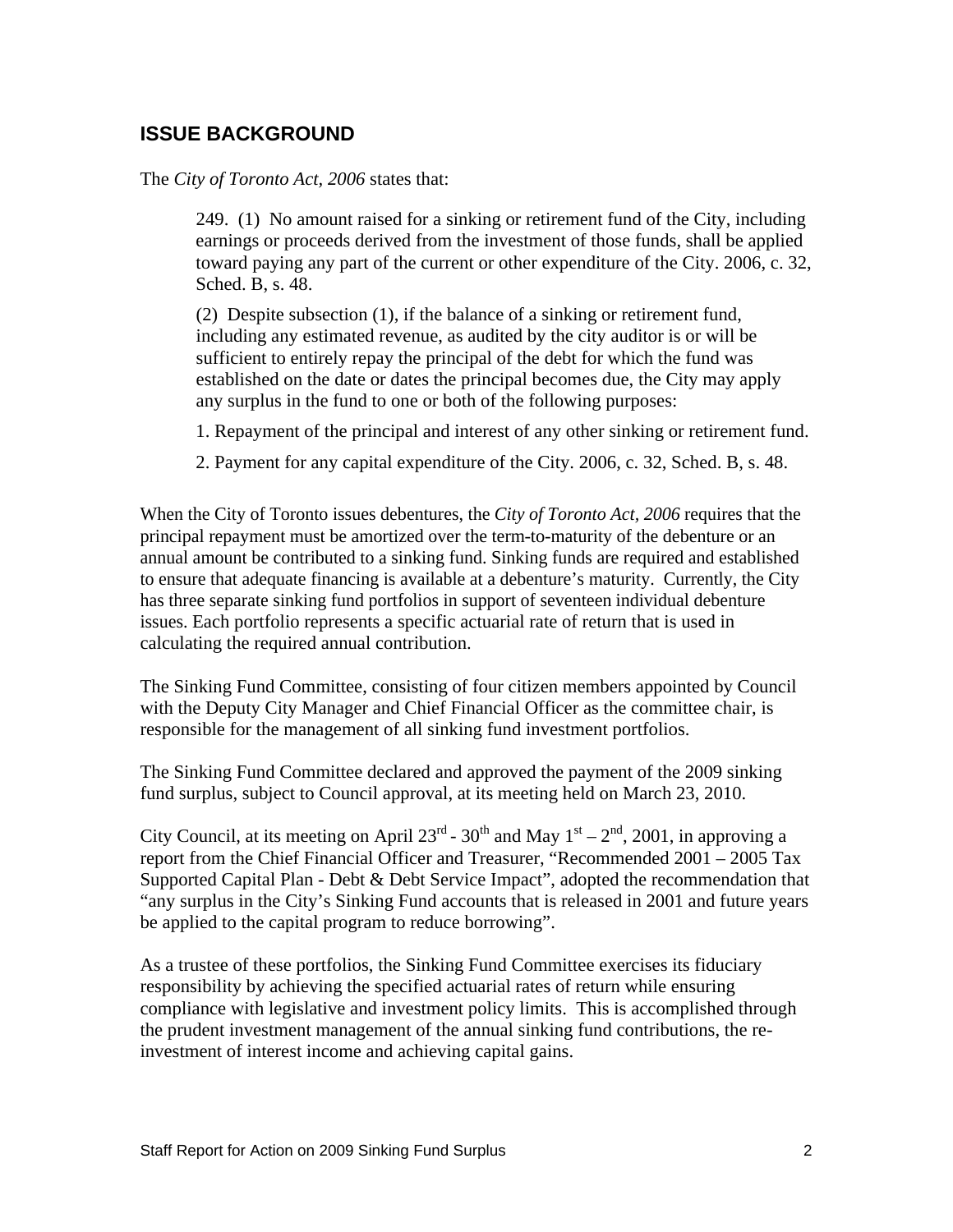## ISSUE BACKGROUND

The *City of Toronto Act, 2006* states that:

> 249. (1) No amount raised for a sinking or retirement fund of the City, including earnings or proceeds derived from the investment of those funds, shall be applied toward paying any part of the current or other expenditure of the City. 2006, c. 32, Sched. B, s. 48.
>
> (2) Despite subsection (1), if the balance of a sinking or retirement fund, including any estimated revenue, as audited by the city auditor is or will be sufficient to entirely repay the principal of the debt for which the fund was established on the date or dates the principal becomes due, the City may apply any surplus in the fund to one or both of the following purposes:
>
> 1. Repayment of the principal and interest of any other sinking or retirement fund.
>
> 2. Payment for any capital expenditure of the City. 2006, c. 32, Sched. B, s. 48.

When the City of Toronto issues debentures, the *City of Toronto Act, 2006* requires that the principal repayment must be amortized over the term-to-maturity of the debenture or an annual amount be contributed to a sinking fund. Sinking funds are required and established to ensure that adequate financing is available at a debenture's maturity. Currently, the City has three separate sinking fund portfolios in support of seventeen individual debenture issues. Each portfolio represents a specific actuarial rate of return that is used in calculating the required annual contribution.

The Sinking Fund Committee, consisting of four citizen members appointed by Council with the Deputy City Manager and Chief Financial Officer as the committee chair, is responsible for the management of all sinking fund investment portfolios.

The Sinking Fund Committee declared and approved the payment of the 2009 sinking fund surplus, subject to Council approval, at its meeting held on March 23, 2010.

City Council, at its meeting on April 23rd - 30th and May 1st – 2nd, 2001, in approving a report from the Chief Financial Officer and Treasurer, "Recommended 2001 – 2005 Tax Supported Capital Plan - Debt & Debt Service Impact", adopted the recommendation that "any surplus in the City's Sinking Fund accounts that is released in 2001 and future years be applied to the capital program to reduce borrowing".

As a trustee of these portfolios, the Sinking Fund Committee exercises its fiduciary responsibility by achieving the specified actuarial rates of return while ensuring compliance with legislative and investment policy limits. This is accomplished through the prudent investment management of the annual sinking fund contributions, the re-investment of interest income and achieving capital gains.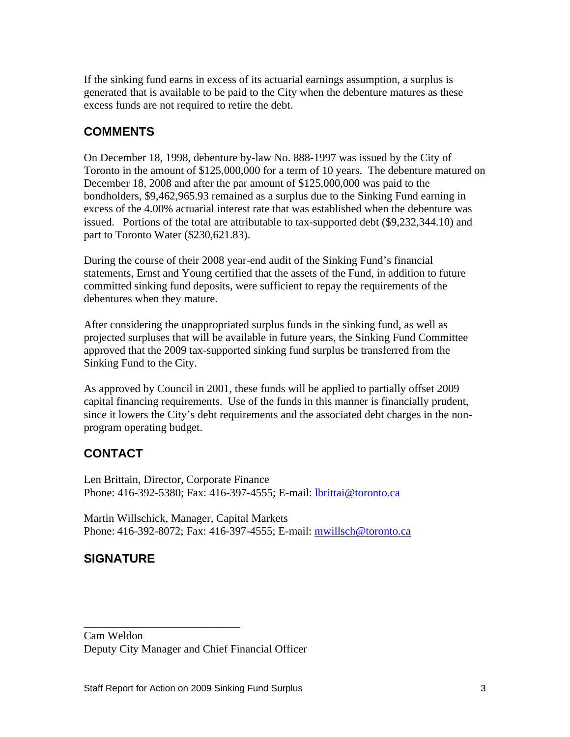If the sinking fund earns in excess of its actuarial earnings assumption, a surplus is generated that is available to be paid to the City when the debenture matures as these excess funds are not required to retire the debt.

## COMMENTS

On December 18, 1998, debenture by-law No. 888-1997 was issued by the City of Toronto in the amount of $125,000,000 for a term of 10 years. The debenture matured on December 18, 2008 and after the par amount of $125,000,000 was paid to the bondholders, $9,462,965.93 remained as a surplus due to the Sinking Fund earning in excess of the 4.00% actuarial interest rate that was established when the debenture was issued. Portions of the total are attributable to tax-supported debt ($9,232,344.10) and part to Toronto Water ($230,621.83).

During the course of their 2008 year-end audit of the Sinking Fund's financial statements, Ernst and Young certified that the assets of the Fund, in addition to future committed sinking fund deposits, were sufficient to repay the requirements of the debentures when they mature.

After considering the unappropriated surplus funds in the sinking fund, as well as projected surpluses that will be available in future years, the Sinking Fund Committee approved that the 2009 tax-supported sinking fund surplus be transferred from the Sinking Fund to the City.

As approved by Council in 2001, these funds will be applied to partially offset 2009 capital financing requirements. Use of the funds in this manner is financially prudent, since it lowers the City's debt requirements and the associated debt charges in the non-program operating budget.

## CONTACT

Len Brittain, Director, Corporate Finance
Phone: 416-392-5380; Fax: 416-397-4555; E-mail: lbrittai@toronto.ca

Martin Willschick, Manager, Capital Markets
Phone: 416-392-8072; Fax: 416-397-4555; E-mail: mwillsch@toronto.ca

## SIGNATURE

_______________________________

Cam Weldon
Deputy City Manager and Chief Financial Officer